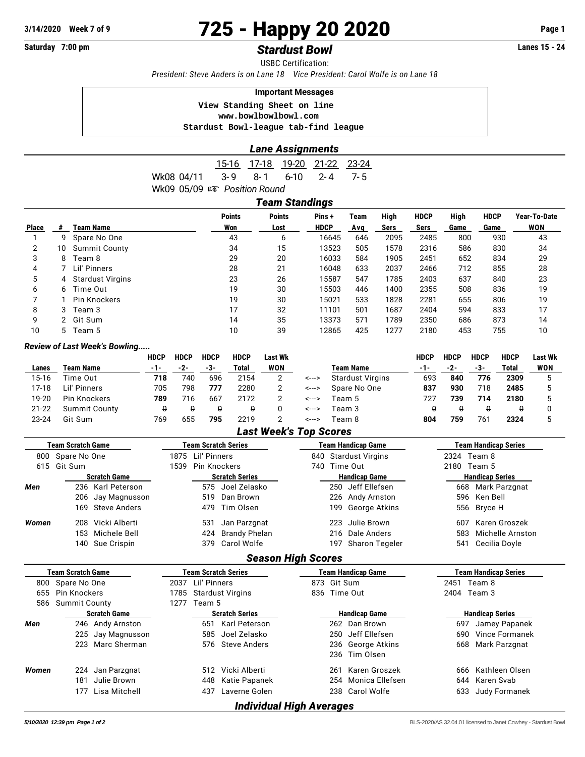# 725 - Happy 20 2020

3/14/2020 Week 7 of 9

Saturday 7:00 pm

## *Stardust Bowl*

Lanes 15 - 24

USBC Certification:

*President: Steve Anders is on Lane 18 Vice President: Carol Wolfe is on Lane 18*

**Important Messages**

```
View Standing Sheet on line
www.bowlbowlbowl.com
Stardust Bowl-league tab-find league
```

## *Lane Assignments*

| | 15-16 | 17-18 | 19-20 | 21-22 | 23-24 |
|---|---|---|---|---|---|
| Wk08 04/11 | 3- 9 | 8- 1 | 6-10 | 2- 4 | 7- 5 |
| Wk09 05/09 ☞ *Position Round* | | | | | |

## *Team Standings*

| Place | # | Team Name | Points Won | Points Lost | Pins + HDCP | Team Avg | High Sers | HDCP Sers | High Game | HDCP Game | Year-To-Date WON |
|---|---|---|---|---|---|---|---|---|---|---|---|
| 1 | 9 | Spare No One | 43 | 6 | 16645 | 646 | 2095 | 2485 | 800 | 930 | 43 |
| 2 | 10 | Summit County | 34 | 15 | 13523 | 505 | 1578 | 2316 | 586 | 830 | 34 |
| 3 | 8 | Team 8 | 29 | 20 | 16033 | 584 | 1905 | 2451 | 652 | 834 | 29 |
| 4 | 7 | Lil' Pinners | 28 | 21 | 16048 | 633 | 2037 | 2466 | 712 | 855 | 28 |
| 5 | 4 | Stardust Virgins | 23 | 26 | 15587 | 547 | 1785 | 2403 | 637 | 840 | 23 |
| 6 | 6 | Time Out | 19 | 30 | 15503 | 446 | 1400 | 2355 | 508 | 836 | 19 |
| 7 | 1 | Pin Knockers | 19 | 30 | 15021 | 533 | 1828 | 2281 | 655 | 806 | 19 |
| 8 | 3 | Team 3 | 17 | 32 | 11101 | 501 | 1687 | 2404 | 594 | 833 | 17 |
| 9 | 2 | Git Sum | 14 | 35 | 13373 | 571 | 1789 | 2350 | 686 | 873 | 14 |
| 10 | 5 | Team 5 | 10 | 39 | 12865 | 425 | 1277 | 2180 | 453 | 755 | 10 |

### *Review of Last Week's Bowling.....*

| Lanes | Team Name | HDCP -1- | HDCP -2- | HDCP -3- | HDCP Total | Last Wk WON | | Team Name | HDCP -1- | HDCP -2- | HDCP -3- | HDCP Total | Last Wk WON |
|---|---|---|---|---|---|---|---|---|---|---|---|---|---|
| 15-16 | Time Out | **718** | 740 | 696 | 2154 | 2 | <---> | Stardust Virgins | 693 | **840** | **776** | **2309** | 5 |
| 17-18 | Lil' Pinners | 705 | 798 | **777** | 2280 | 2 | <---> | Spare No One | **837** | **930** | 718 | **2485** | 5 |
| 19-20 | Pin Knockers | **789** | 716 | 667 | 2172 | 2 | <---> | Team 5 | 727 | **739** | **714** | **2180** | 5 |
| 21-22 | Summit County | 0 | 0 | 0 | 0 | 0 | <---> | Team 3 | 0 | 0 | 0 | 0 | 0 |
| 23-24 | Git Sum | 769 | 655 | **795** | 2219 | 2 | <---> | Team 8 | **804** | **759** | 761 | **2324** | 5 |

## *Last Week's Top Scores*

| Team Scratch Game | Team Scratch Series | Team Handicap Game | Team Handicap Series |
|---|---|---|---|
| 800 Spare No One | 1875 Lil' Pinners | 840 Stardust Virgins | 2324 Team 8 |
| 615 Git Sum | 1539 Pin Knockers | 740 Time Out | 2180 Team 5 |

| | Scratch Game | Scratch Series | Handicap Game | Handicap Series |
|---|---|---|---|---|
| *Men* | 236 Karl Peterson | 575 Joel Zelasko | 250 Jeff Ellefsen | 668 Mark Parzgnat |
| | 206 Jay Magnusson | 519 Dan Brown | 226 Andy Arnston | 596 Ken Bell |
| | 169 Steve Anders | 479 Tim Olsen | 199 George Atkins | 556 Bryce H |
| *Women* | 208 Vicki Alberti | 531 Jan Parzgnat | 223 Julie Brown | 607 Karen Groszek |
| | 153 Michele Bell | 424 Brandy Phelan | 216 Dale Anders | 583 Michelle Arnston |
| | 140 Sue Crispin | 379 Carol Wolfe | 197 Sharon Tegeler | 541 Cecilia Doyle |

## *Season High Scores*

| Team Scratch Game | Team Scratch Series | Team Handicap Game | Team Handicap Series |
|---|---|---|---|
| 800 Spare No One | 2037 Lil' Pinners | 873 Git Sum | 2451 Team 8 |
| 655 Pin Knockers | 1785 Stardust Virgins | 836 Time Out | 2404 Team 3 |
| 586 Summit County | 1277 Team 5 | | |

| | Scratch Game | Scratch Series | Handicap Game | Handicap Series |
|---|---|---|---|---|
| *Men* | 246 Andy Arnston | 651 Karl Peterson | 262 Dan Brown | 697 Jamey Papanek |
| | 225 Jay Magnusson | 585 Joel Zelasko | 250 Jeff Ellefsen | 690 Vince Formanek |
| | 223 Marc Sherman | 576 Steve Anders | 236 George Atkins | 668 Mark Parzgnat |
| | | | 236 Tim Olsen | |
| *Women* | 224 Jan Parzgnat | 512 Vicki Alberti | 261 Karen Groszek | 666 Kathleen Olsen |
| | 181 Julie Brown | 448 Katie Papanek | 254 Monica Ellefsen | 644 Karen Svab |
| | 177 Lisa Mitchell | 437 Laverne Golen | 238 Carol Wolfe | 633 Judy Formanek |

## *Individual High Averages*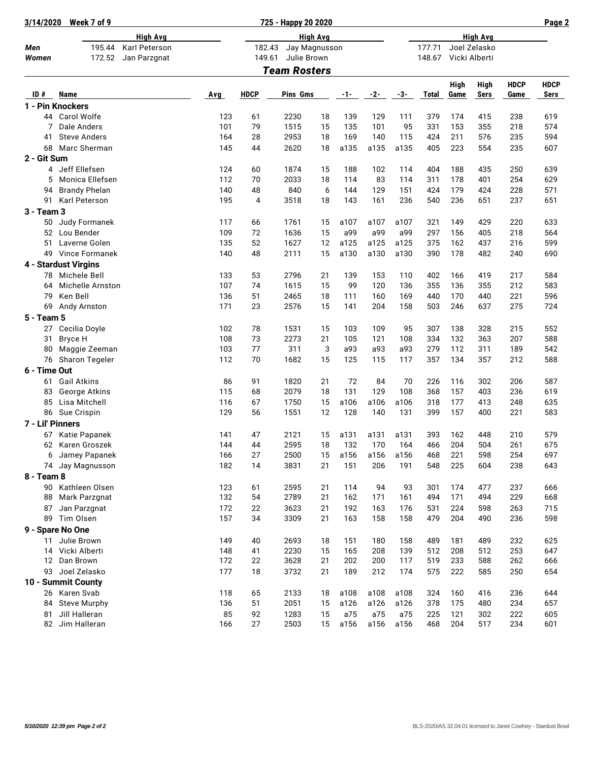3/14/2020 Week 7 of 9 — 725 - Happy 20 2020

| | High Avg | | High Avg | | High Avg | |
|---|---|---|---|---|---|---|
| **Men** | 195.44 | Karl Peterson | 182.43 | Jay Magnusson | 177.71 | Joel Zelasko |
| **Women** | 172.52 | Jan Parzgnat | 149.61 | Julie Brown | 148.67 | Vicki Alberti |

## Team Rosters

| ID # | Name | Avg | HDCP | Pins | Gms | -1- | -2- | -3- | Total | High Game | High Sers | HDCP Game | HDCP Sers |
|---|---|---|---|---|---|---|---|---|---|---|---|---|---|
| **1 - Pin Knockers** | | | | | | | | | | | | | |
| 44 | Carol Wolfe | 123 | 61 | 2230 | 18 | 139 | 129 | 111 | 379 | 174 | 415 | 238 | 619 |
| 7 | Dale Anders | 101 | 79 | 1515 | 15 | 135 | 101 | 95 | 331 | 153 | 355 | 218 | 574 |
| 41 | Steve Anders | 164 | 28 | 2953 | 18 | 169 | 140 | 115 | 424 | 211 | 576 | 235 | 594 |
| 68 | Marc Sherman | 145 | 44 | 2620 | 18 | a135 | a135 | a135 | 405 | 223 | 554 | 235 | 607 |
| **2 - Git Sum** | | | | | | | | | | | | | |
| 4 | Jeff Ellefsen | 124 | 60 | 1874 | 15 | 188 | 102 | 114 | 404 | 188 | 435 | 250 | 639 |
| 5 | Monica Ellefsen | 112 | 70 | 2033 | 18 | 114 | 83 | 114 | 311 | 178 | 401 | 254 | 629 |
| 94 | Brandy Phelan | 140 | 48 | 840 | 6 | 144 | 129 | 151 | 424 | 179 | 424 | 228 | 571 |
| 91 | Karl Peterson | 195 | 4 | 3518 | 18 | 143 | 161 | 236 | 540 | 236 | 651 | 237 | 651 |
| **3 - Team 3** | | | | | | | | | | | | | |
| 50 | Judy Formanek | 117 | 66 | 1761 | 15 | a107 | a107 | a107 | 321 | 149 | 429 | 220 | 633 |
| 52 | Lou Bender | 109 | 72 | 1636 | 15 | a99 | a99 | a99 | 297 | 156 | 405 | 218 | 564 |
| 51 | Laverne Golen | 135 | 52 | 1627 | 12 | a125 | a125 | a125 | 375 | 162 | 437 | 216 | 599 |
| 49 | Vince Formanek | 140 | 48 | 2111 | 15 | a130 | a130 | a130 | 390 | 178 | 482 | 240 | 690 |
| **4 - Stardust Virgins** | | | | | | | | | | | | | |
| 78 | Michele Bell | 133 | 53 | 2796 | 21 | 139 | 153 | 110 | 402 | 166 | 419 | 217 | 584 |
| 64 | Michelle Arnston | 107 | 74 | 1615 | 15 | 99 | 120 | 136 | 355 | 136 | 355 | 212 | 583 |
| 79 | Ken Bell | 136 | 51 | 2465 | 18 | 111 | 160 | 169 | 440 | 170 | 440 | 221 | 596 |
| 69 | Andy Arnston | 171 | 23 | 2576 | 15 | 141 | 204 | 158 | 503 | 246 | 637 | 275 | 724 |
| **5 - Team 5** | | | | | | | | | | | | | |
| 27 | Cecilia Doyle | 102 | 78 | 1531 | 15 | 103 | 109 | 95 | 307 | 138 | 328 | 215 | 552 |
| 31 | Bryce H | 108 | 73 | 2273 | 21 | 105 | 121 | 108 | 334 | 132 | 363 | 207 | 588 |
| 80 | Maggie Zeeman | 103 | 77 | 311 | 3 | a93 | a93 | a93 | 279 | 112 | 311 | 189 | 542 |
| 76 | Sharon Tegeler | 112 | 70 | 1682 | 15 | 125 | 115 | 117 | 357 | 134 | 357 | 212 | 588 |
| **6 - Time Out** | | | | | | | | | | | | | |
| 61 | Gail Atkins | 86 | 91 | 1820 | 21 | 72 | 84 | 70 | 226 | 116 | 302 | 206 | 587 |
| 83 | George Atkins | 115 | 68 | 2079 | 18 | 131 | 129 | 108 | 368 | 157 | 403 | 236 | 619 |
| 85 | Lisa Mitchell | 116 | 67 | 1750 | 15 | a106 | a106 | a106 | 318 | 177 | 413 | 248 | 635 |
| 86 | Sue Crispin | 129 | 56 | 1551 | 12 | 128 | 140 | 131 | 399 | 157 | 400 | 221 | 583 |
| **7 - Lil' Pinners** | | | | | | | | | | | | | |
| 67 | Katie Papanek | 141 | 47 | 2121 | 15 | a131 | a131 | a131 | 393 | 162 | 448 | 210 | 579 |
| 62 | Karen Groszek | 144 | 44 | 2595 | 18 | 132 | 170 | 164 | 466 | 204 | 504 | 261 | 675 |
| 6 | Jamey Papanek | 166 | 27 | 2500 | 15 | a156 | a156 | a156 | 468 | 221 | 598 | 254 | 697 |
| 74 | Jay Magnusson | 182 | 14 | 3831 | 21 | 151 | 206 | 191 | 548 | 225 | 604 | 238 | 643 |
| **8 - Team 8** | | | | | | | | | | | | | |
| 90 | Kathleen Olsen | 123 | 61 | 2595 | 21 | 114 | 94 | 93 | 301 | 174 | 477 | 237 | 666 |
| 88 | Mark Parzgnat | 132 | 54 | 2789 | 21 | 162 | 171 | 161 | 494 | 171 | 494 | 229 | 668 |
| 87 | Jan Parzgnat | 172 | 22 | 3623 | 21 | 192 | 163 | 176 | 531 | 224 | 598 | 263 | 715 |
| 89 | Tim Olsen | 157 | 34 | 3309 | 21 | 163 | 158 | 158 | 479 | 204 | 490 | 236 | 598 |
| **9 - Spare No One** | | | | | | | | | | | | | |
| 11 | Julie Brown | 149 | 40 | 2693 | 18 | 151 | 180 | 158 | 489 | 181 | 489 | 232 | 625 |
| 14 | Vicki Alberti | 148 | 41 | 2230 | 15 | 165 | 208 | 139 | 512 | 208 | 512 | 253 | 647 |
| 12 | Dan Brown | 172 | 22 | 3628 | 21 | 202 | 200 | 117 | 519 | 233 | 588 | 262 | 666 |
| 93 | Joel Zelasko | 177 | 18 | 3732 | 21 | 189 | 212 | 174 | 575 | 222 | 585 | 250 | 654 |
| **10 - Summit County** | | | | | | | | | | | | | |
| 26 | Karen Svab | 118 | 65 | 2133 | 18 | a108 | a108 | a108 | 324 | 160 | 416 | 236 | 644 |
| 84 | Steve Murphy | 136 | 51 | 2051 | 15 | a126 | a126 | a126 | 378 | 175 | 480 | 234 | 657 |
| 81 | Jill Halleran | 85 | 92 | 1283 | 15 | a75 | a75 | a75 | 225 | 121 | 302 | 222 | 605 |
| 82 | Jim Halleran | 166 | 27 | 2503 | 15 | a156 | a156 | a156 | 468 | 204 | 517 | 234 | 601 |

*5/10/2020 12:39 pm*

BLS-2020/AS 32.04.01 licensed to Janet Cowhey - Stardust Bowl